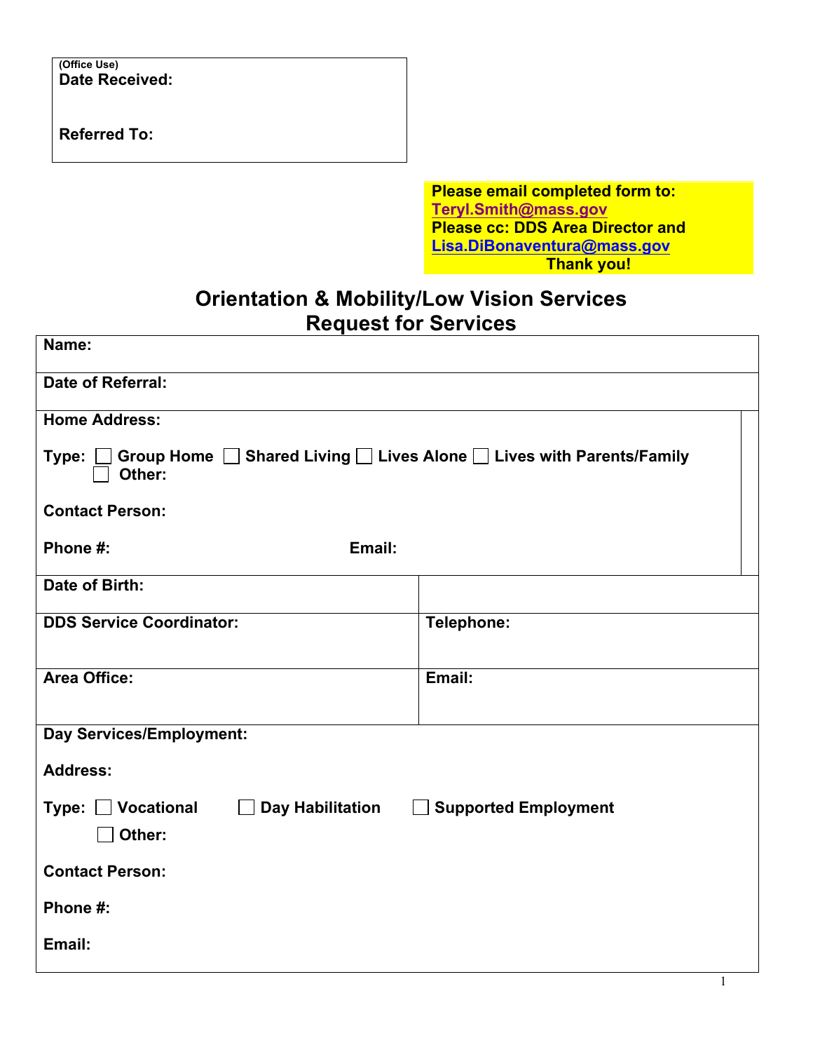| (Office Use) |
| --- |
| **Date Received:** |
| **Referred To:** |

**Please email completed form to:**
**Teryl.Smith@mass.gov**
**Please cc: DDS Area Director and**
**Lisa.DiBonaventura@mass.gov**
**Thank you!**

# Orientation & Mobility/Low Vision Services
## Request for Services

| | |
| --- | --- |
| **Name:** | |
| **Date of Referral:** | |
| **Home Address:**<br><br>**Type:** ☐ **Group Home** ☐ **Shared Living** ☐ **Lives Alone** ☐ **Lives with Parents/Family** ☐ **Other:**<br><br>**Contact Person:**<br><br>**Phone #:** **Email:** | |
| **Date of Birth:** | |
| **DDS Service Coordinator:** | **Telephone:** |
| **Area Office:** | **Email:** |
| **Day Services/Employment:**<br><br>**Address:**<br><br>**Type:** ☐ **Vocational** ☐ **Day Habilitation** ☐ **Supported Employment** ☐ **Other:**<br><br>**Contact Person:**<br><br>**Phone #:**<br><br>**Email:** | |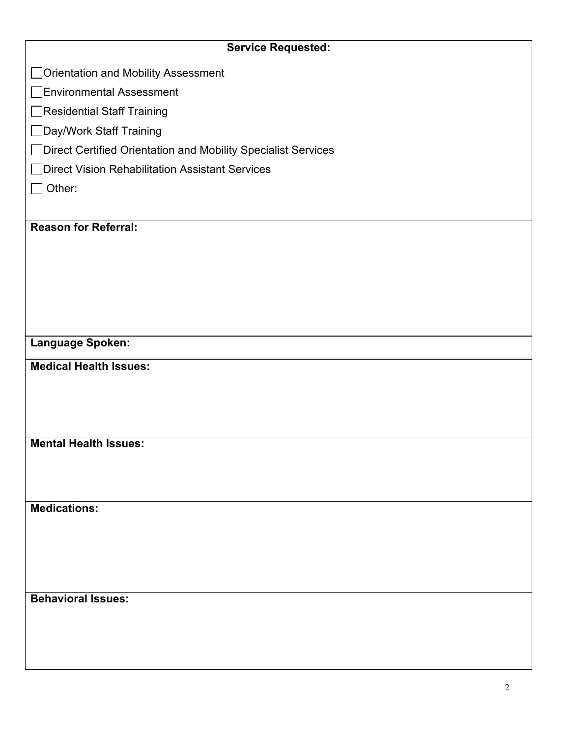**Service Requested:**

- [ ] Orientation and Mobility Assessment
- [ ] Environmental Assessment
- [ ] Residential Staff Training
- [ ] Day/Work Staff Training
- [ ] Direct Certified Orientation and Mobility Specialist Services
- [ ] Direct Vision Rehabilitation Assistant Services
- [ ] Other:

**Reason for Referral:**

**Language Spoken:**

**Medical Health Issues:**

**Mental Health Issues:**

**Medications:**

**Behavioral Issues:**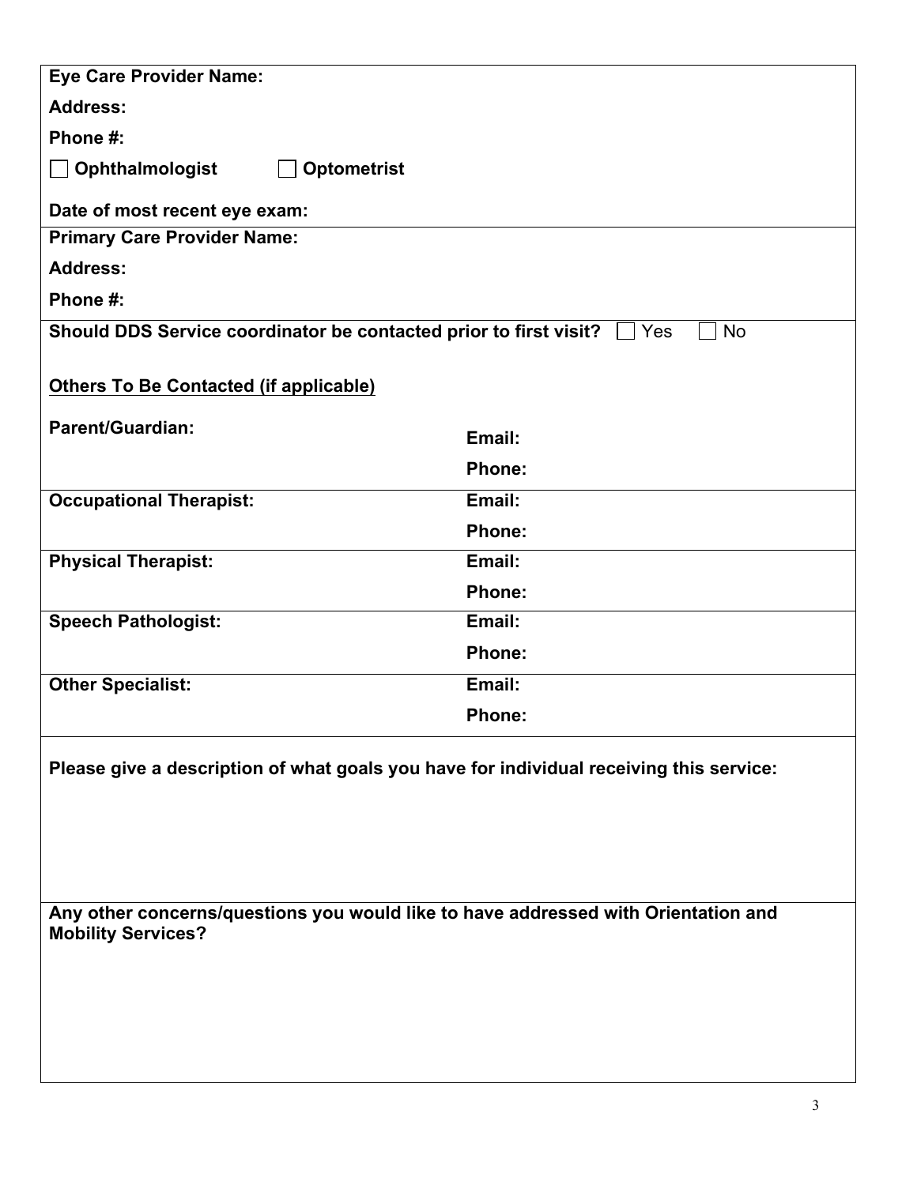**Eye Care Provider Name:**

**Address:**

**Phone #:**

☐ **Ophthalmologist** ☐ **Optometrist**

**Date of most recent eye exam:**

**Primary Care Provider Name:**

**Address:**

**Phone #:**

**Should DDS Service coordinator be contacted prior to first visit?** ☐ Yes ☐ No

**Others To Be Contacted (if applicable)**

| | |
|---|---|
| **Parent/Guardian:** | **Email:** |
| | **Phone:** |
| **Occupational Therapist:** | **Email:** |
| | **Phone:** |
| **Physical Therapist:** | **Email:** |
| | **Phone:** |
| **Speech Pathologist:** | **Email:** |
| | **Phone:** |
| **Other Specialist:** | **Email:** |
| | **Phone:** |

**Please give a description of what goals you have for individual receiving this service:**

**Any other concerns/questions you would like to have addressed with Orientation and Mobility Services?**